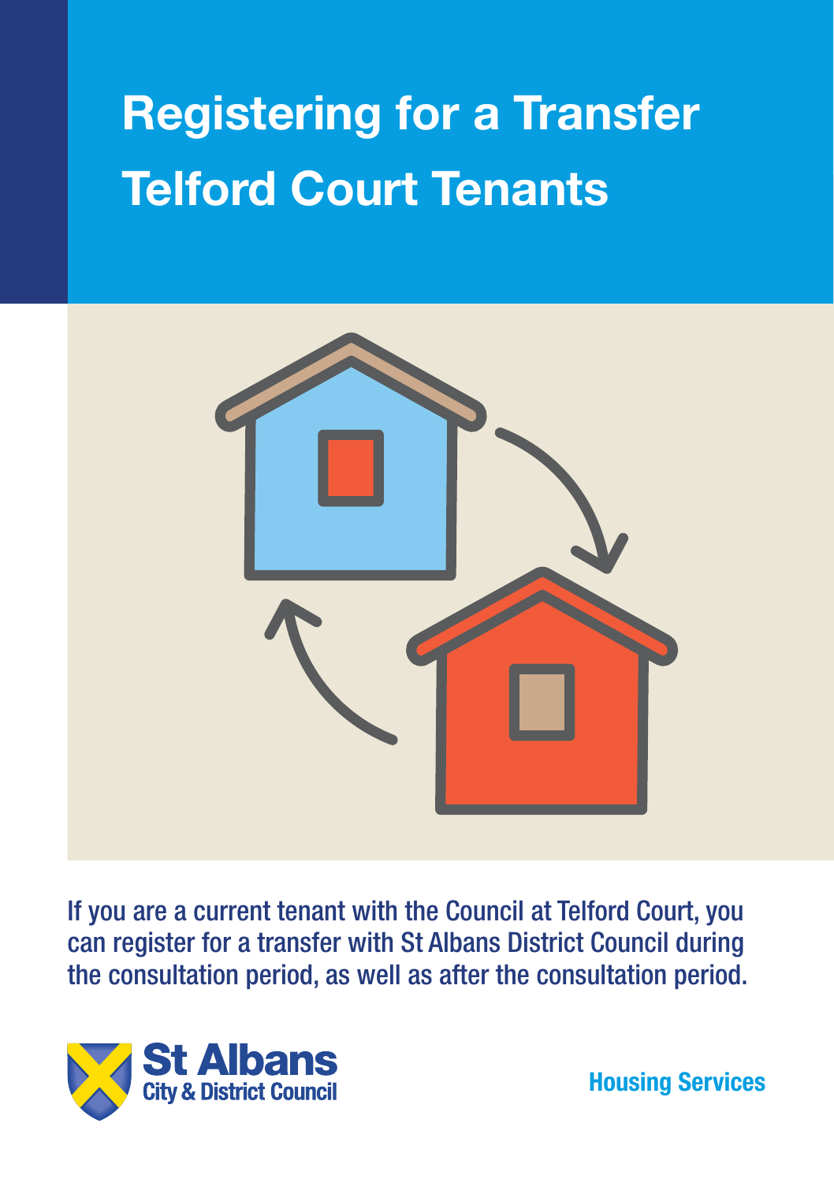# Registering for a Transfer Telford Court Tenants

If you are a current tenant with the Council at Telford Court, you can register for a transfer with St Albans District Council during the consultation period, as well as after the consultation period.

St Albans City & District Council

Housing Services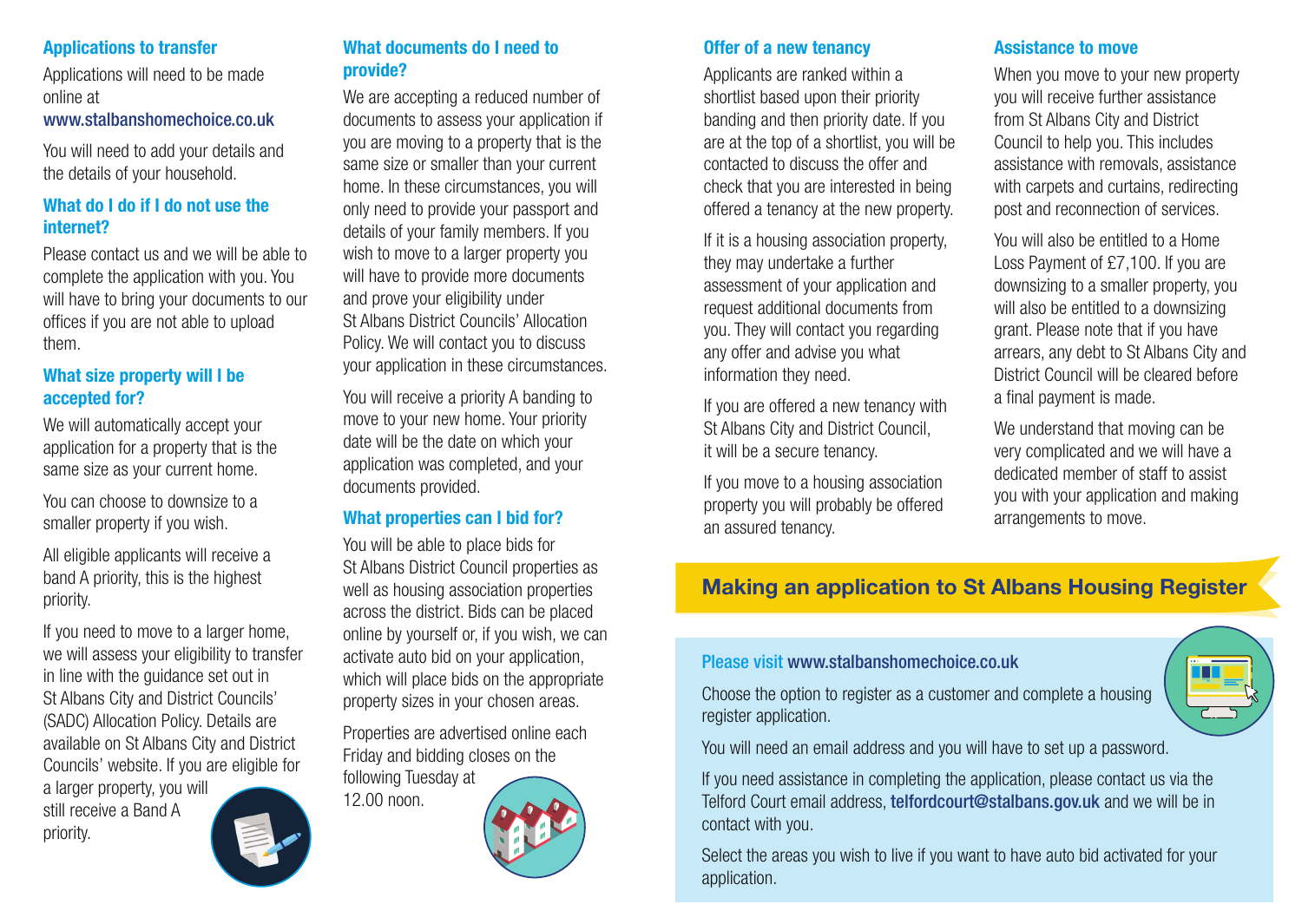## Applications to transfer

Applications will need to be made online at www.stalbanshomechoice.co.uk

You will need to add your details and the details of your household.

## What do I do if I do not use the internet?

Please contact us and we will be able to complete the application with you. You will have to bring your documents to our offices if you are not able to upload them.

## What size property will I be accepted for?

We will automatically accept your application for a property that is the same size as your current home.

You can choose to downsize to a smaller property if you wish.

All eligible applicants will receive a band A priority, this is the highest priority.

If you need to move to a larger home, we will assess your eligibility to transfer in line with the guidance set out in St Albans City and District Councils' (SADC) Allocation Policy. Details are available on St Albans City and District Councils' website. If you are eligible for a larger property, you will still receive a Band A priority.

## What documents do I need to provide?

We are accepting a reduced number of documents to assess your application if you are moving to a property that is the same size or smaller than your current home. In these circumstances, you will only need to provide your passport and details of your family members. If you wish to move to a larger property you will have to provide more documents and prove your eligibility under St Albans District Councils' Allocation Policy. We will contact you to discuss your application in these circumstances.

You will receive a priority A banding to move to your new home. Your priority date will be the date on which your application was completed, and your documents provided.

## What properties can I bid for?

You will be able to place bids for St Albans District Council properties as well as housing association properties across the district. Bids can be placed online by yourself or, if you wish, we can activate auto bid on your application, which will place bids on the appropriate property sizes in your chosen areas.

Properties are advertised online each Friday and bidding closes on the following Tuesday at 12.00 noon.

## Offer of a new tenancy

Applicants are ranked within a shortlist based upon their priority banding and then priority date. If you are at the top of a shortlist, you will be contacted to discuss the offer and check that you are interested in being offered a tenancy at the new property.

If it is a housing association property, they may undertake a further assessment of your application and request additional documents from you. They will contact you regarding any offer and advise you what information they need.

If you are offered a new tenancy with St Albans City and District Council, it will be a secure tenancy.

If you move to a housing association property you will probably be offered an assured tenancy.

## Assistance to move

When you move to your new property you will receive further assistance from St Albans City and District Council to help you. This includes assistance with removals, assistance with carpets and curtains, redirecting post and reconnection of services.

You will also be entitled to a Home Loss Payment of £7,100. If you are downsizing to a smaller property, you will also be entitled to a downsizing grant. Please note that if you have arrears, any debt to St Albans City and District Council will be cleared before a final payment is made.

We understand that moving can be very complicated and we will have a dedicated member of staff to assist you with your application and making arrangements to move.

## Making an application to St Albans Housing Register

Please visit www.stalbanshomechoice.co.uk

Choose the option to register as a customer and complete a housing register application.

You will need an email address and you will have to set up a password.

If you need assistance in completing the application, please contact us via the Telford Court email address, telfordcourt@stalbans.gov.uk and we will be in contact with you.

Select the areas you wish to live if you want to have auto bid activated for your application.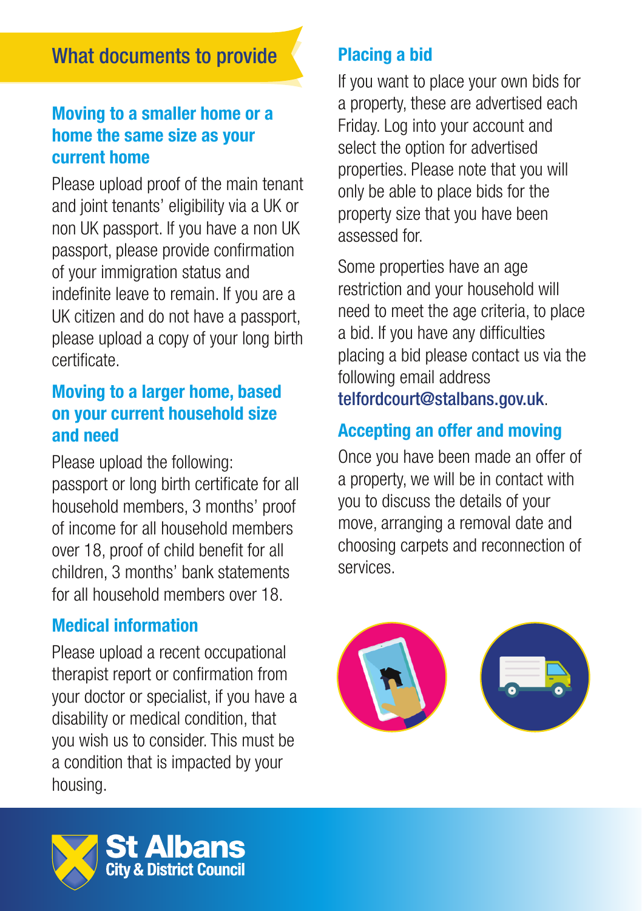## What documents to provide

### Moving to a smaller home or a home the same size as your current home

Please upload proof of the main tenant and joint tenants' eligibility via a UK or non UK passport. If you have a non UK passport, please provide confirmation of your immigration status and indefinite leave to remain. If you are a UK citizen and do not have a passport, please upload a copy of your long birth certificate.

### Moving to a larger home, based on your current household size and need

Please upload the following:
passport or long birth certificate for all household members, 3 months' proof of income for all household members over 18, proof of child benefit for all children, 3 months' bank statements for all household members over 18.

### Medical information

Please upload a recent occupational therapist report or confirmation from your doctor or specialist, if you have a disability or medical condition, that you wish us to consider. This must be a condition that is impacted by your housing.

### Placing a bid

If you want to place your own bids for a property, these are advertised each Friday. Log into your account and select the option for advertised properties. Please note that you will only be able to place bids for the property size that you have been assessed for.

Some properties have an age restriction and your household will need to meet the age criteria, to place a bid. If you have any difficulties placing a bid please contact us via the following email address telfordcourt@stalbans.gov.uk.

### Accepting an offer and moving

Once you have been made an offer of a property, we will be in contact with you to discuss the details of your move, arranging a removal date and choosing carpets and reconnection of services.

St Albans City & District Council